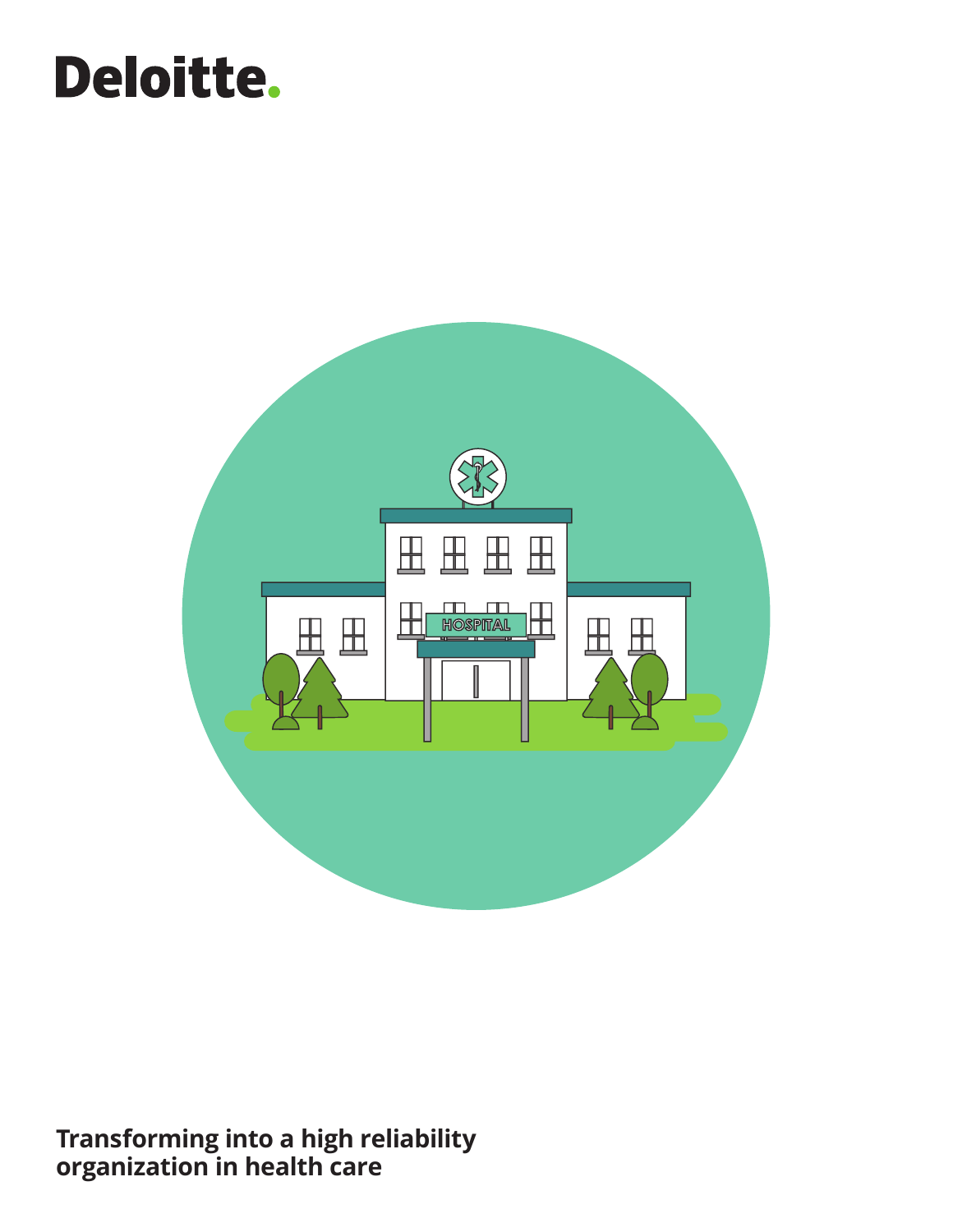Deloitte.

# Transforming into a high reliability organization in health care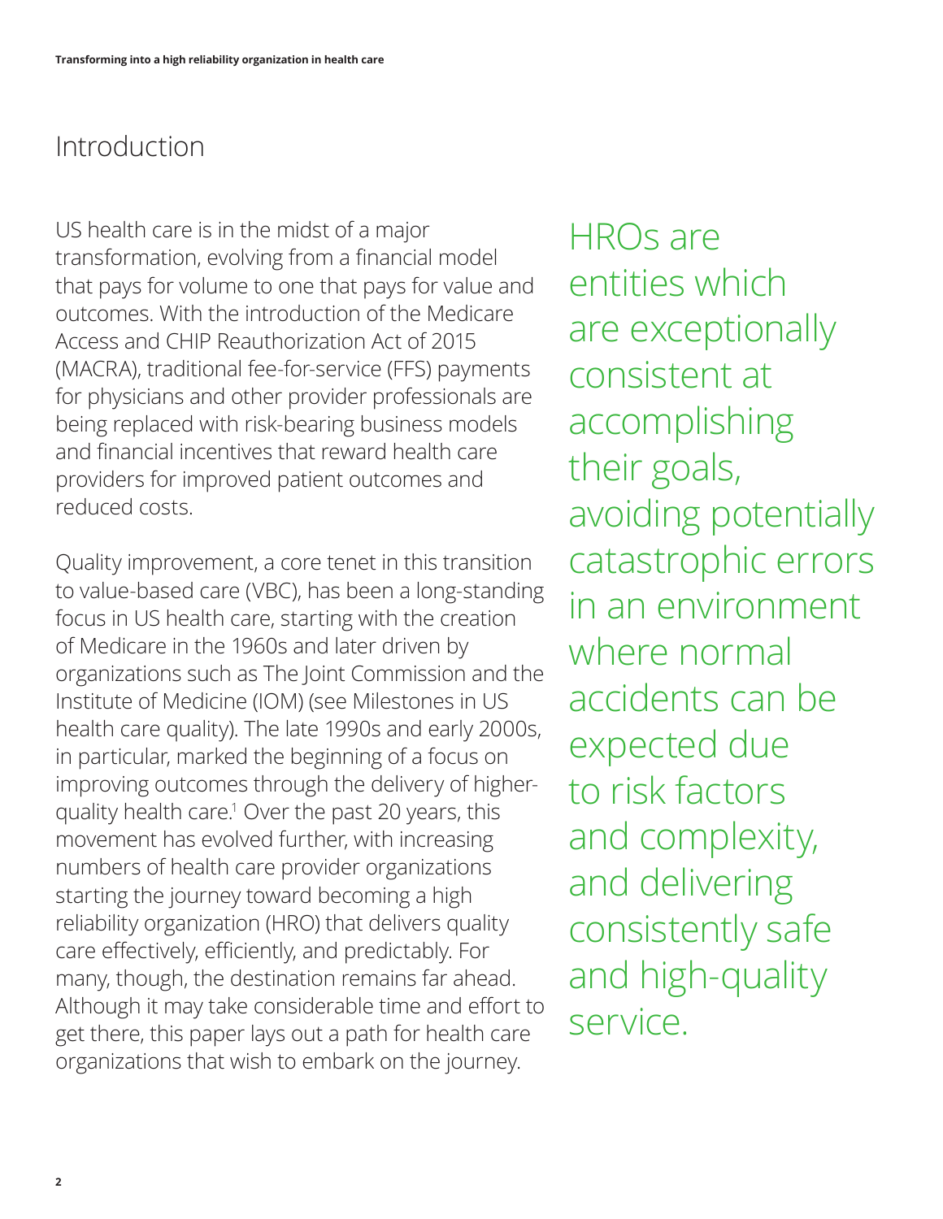## Introduction

US health care is in the midst of a major transformation, evolving from a financial model that pays for volume to one that pays for value and outcomes. With the introduction of the Medicare Access and CHIP Reauthorization Act of 2015 (MACRA), traditional fee-for-service (FFS) payments for physicians and other provider professionals are being replaced with risk-bearing business models and financial incentives that reward health care providers for improved patient outcomes and reduced costs.

Quality improvement, a core tenet in this transition to value-based care (VBC), has been a long-standing focus in US health care, starting with the creation of Medicare in the 1960s and later driven by organizations such as The Joint Commission and the Institute of Medicine (IOM) (see Milestones in US health care quality). The late 1990s and early 2000s, in particular, marked the beginning of a focus on improving outcomes through the delivery of higher-quality health care.[1] Over the past 20 years, this movement has evolved further, with increasing numbers of health care provider organizations starting the journey toward becoming a high reliability organization (HRO) that delivers quality care effectively, efficiently, and predictably. For many, though, the destination remains far ahead. Although it may take considerable time and effort to get there, this paper lays out a path for health care organizations that wish to embark on the journey.

HROs are entities which are exceptionally consistent at accomplishing their goals, avoiding potentially catastrophic errors in an environment where normal accidents can be expected due to risk factors and complexity, and delivering consistently safe and high-quality service.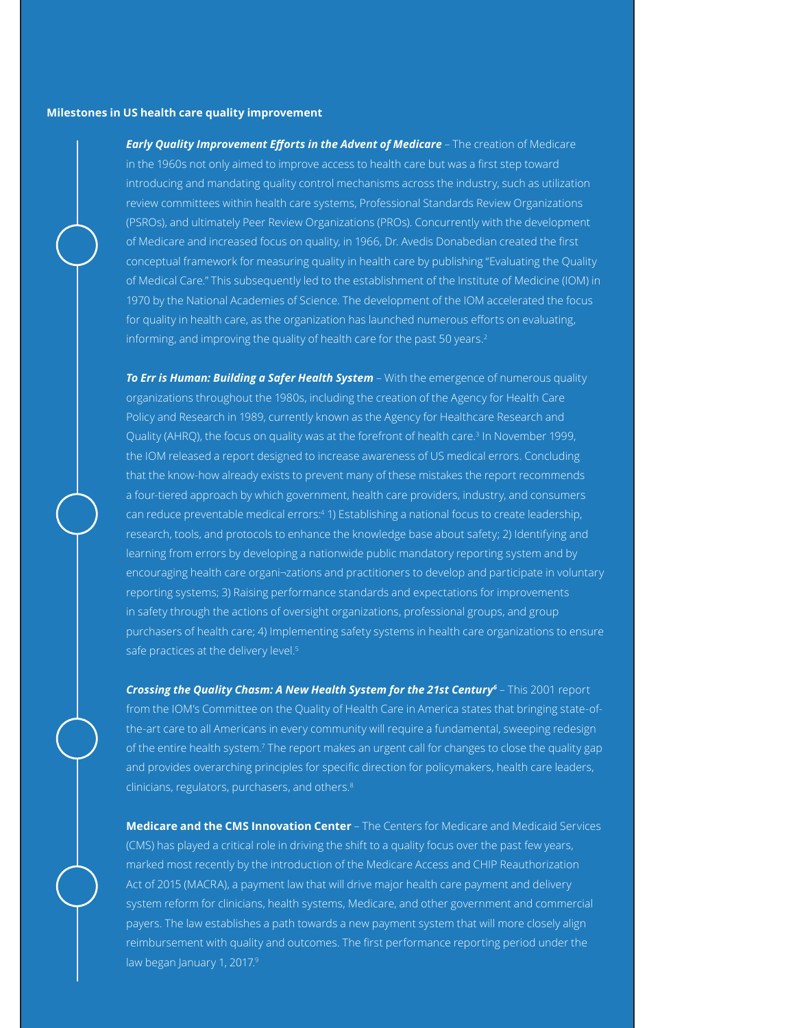**Milestones in US health care quality improvement**

***Early Quality Improvement Efforts in the Advent of Medicare*** – The creation of Medicare in the 1960s not only aimed to improve access to health care but was a first step toward introducing and mandating quality control mechanisms across the industry, such as utilization review committees within health care systems, Professional Standards Review Organizations (PSROs), and ultimately Peer Review Organizations (PROs). Concurrently with the development of Medicare and increased focus on quality, in 1966, Dr. Avedis Donabedian created the first conceptual framework for measuring quality in health care by publishing "Evaluating the Quality of Medical Care." This subsequently led to the establishment of the Institute of Medicine (IOM) in 1970 by the National Academies of Science. The development of the IOM accelerated the focus for quality in health care, as the organization has launched numerous efforts on evaluating, informing, and improving the quality of health care for the past 50 years.[2]

***To Err is Human: Building a Safer Health System*** – With the emergence of numerous quality organizations throughout the 1980s, including the creation of the Agency for Health Care Policy and Research in 1989, currently known as the Agency for Healthcare Research and Quality (AHRQ), the focus on quality was at the forefront of health care.[3] In November 1999, the IOM released a report designed to increase awareness of US medical errors. Concluding that the know-how already exists to prevent many of these mistakes the report recommends a four-tiered approach by which government, health care providers, industry, and consumers can reduce preventable medical errors:[4] 1) Establishing a national focus to create leadership, research, tools, and protocols to enhance the knowledge base about safety; 2) Identifying and learning from errors by developing a nationwide public mandatory reporting system and by encouraging health care organi¬zations and practitioners to develop and participate in voluntary reporting systems; 3) Raising performance standards and expectations for improvements in safety through the actions of oversight organizations, professional groups, and group purchasers of health care; 4) Implementing safety systems in health care organizations to ensure safe practices at the delivery level.[5]

***Crossing the Quality Chasm: A New Health System for the 21st Century***[6] – This 2001 report from the IOM's Committee on the Quality of Health Care in America states that bringing state-of-the-art care to all Americans in every community will require a fundamental, sweeping redesign of the entire health system.[7] The report makes an urgent call for changes to close the quality gap and provides overarching principles for specific direction for policymakers, health care leaders, clinicians, regulators, purchasers, and others.[8]

**Medicare and the CMS Innovation Center** – The Centers for Medicare and Medicaid Services (CMS) has played a critical role in driving the shift to a quality focus over the past few years, marked most recently by the introduction of the Medicare Access and CHIP Reauthorization Act of 2015 (MACRA), a payment law that will drive major health care payment and delivery system reform for clinicians, health systems, Medicare, and other government and commercial payers. The law establishes a path towards a new payment system that will more closely align reimbursement with quality and outcomes. The first performance reporting period under the law began January 1, 2017.[9]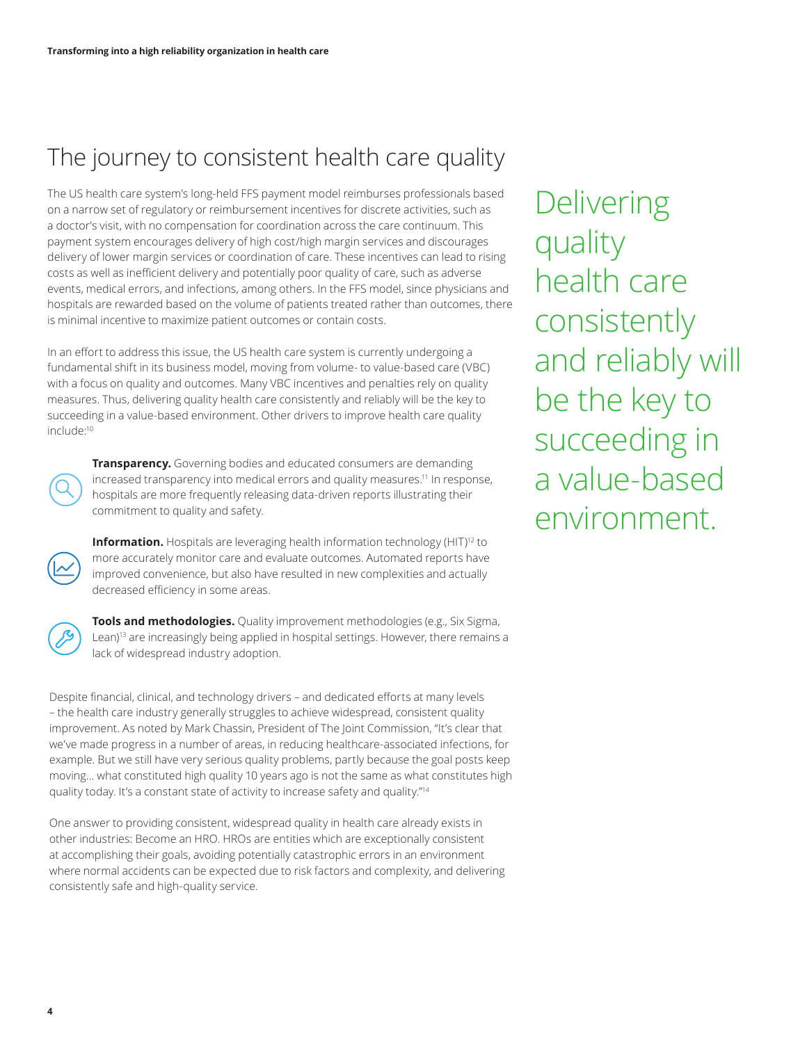## The journey to consistent health care quality

The US health care system's long-held FFS payment model reimburses professionals based on a narrow set of regulatory or reimbursement incentives for discrete activities, such as a doctor's visit, with no compensation for coordination across the care continuum. This payment system encourages delivery of high cost/high margin services and discourages delivery of lower margin services or coordination of care. These incentives can lead to rising costs as well as inefficient delivery and potentially poor quality of care, such as adverse events, medical errors, and infections, among others. In the FFS model, since physicians and hospitals are rewarded based on the volume of patients treated rather than outcomes, there is minimal incentive to maximize patient outcomes or contain costs.

In an effort to address this issue, the US health care system is currently undergoing a fundamental shift in its business model, moving from volume- to value-based care (VBC) with a focus on quality and outcomes. Many VBC incentives and penalties rely on quality measures. Thus, delivering quality health care consistently and reliably will be the key to succeeding in a value-based environment. Other drivers to improve health care quality include:[10]

**Transparency.** Governing bodies and educated consumers are demanding increased transparency into medical errors and quality measures.[11] In response, hospitals are more frequently releasing data-driven reports illustrating their commitment to quality and safety.

**Information.** Hospitals are leveraging health information technology (HIT)[12] to more accurately monitor care and evaluate outcomes. Automated reports have improved convenience, but also have resulted in new complexities and actually decreased efficiency in some areas.

**Tools and methodologies.** Quality improvement methodologies (e.g., Six Sigma, Lean)[13] are increasingly being applied in hospital settings. However, there remains a lack of widespread industry adoption.

Despite financial, clinical, and technology drivers – and dedicated efforts at many levels – the health care industry generally struggles to achieve widespread, consistent quality improvement. As noted by Mark Chassin, President of The Joint Commission, "It's clear that we've made progress in a number of areas, in reducing healthcare-associated infections, for example. But we still have very serious quality problems, partly because the goal posts keep moving... what constituted high quality 10 years ago is not the same as what constitutes high quality today. It's a constant state of activity to increase safety and quality."[14]

One answer to providing consistent, widespread quality in health care already exists in other industries: Become an HRO. HROs are entities which are exceptionally consistent at accomplishing their goals, avoiding potentially catastrophic errors in an environment where normal accidents can be expected due to risk factors and complexity, and delivering consistently safe and high-quality service.

Delivering quality health care consistently and reliably will be the key to succeeding in a value-based environment.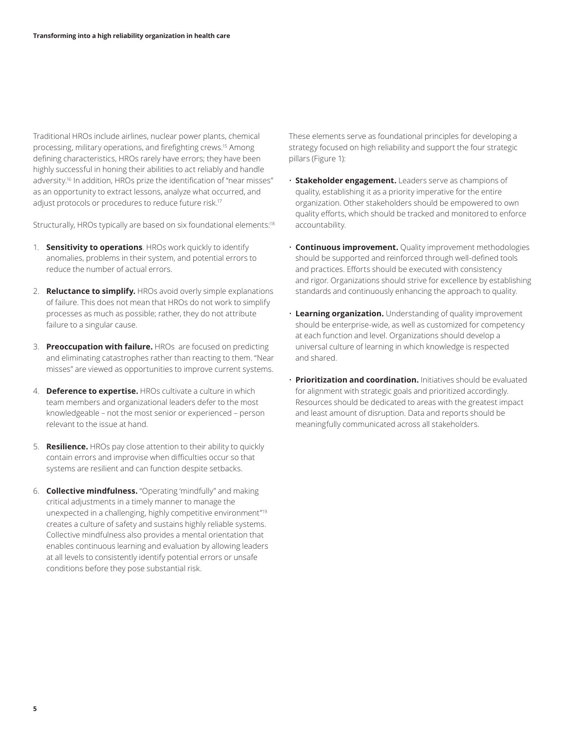Traditional HROs include airlines, nuclear power plants, chemical processing, military operations, and firefighting crews.[15] Among defining characteristics, HROs rarely have errors; they have been highly successful in honing their abilities to act reliably and handle adversity.[16] In addition, HROs prize the identification of "near misses" as an opportunity to extract lessons, analyze what occurred, and adjust protocols or procedures to reduce future risk.[17]

Structurally, HROs typically are based on six foundational elements:[18]

1. **Sensitivity to operations**. HROs work quickly to identify anomalies, problems in their system, and potential errors to reduce the number of actual errors.
2. **Reluctance to simplify.** HROs avoid overly simple explanations of failure. This does not mean that HROs do not work to simplify processes as much as possible; rather, they do not attribute failure to a singular cause.
3. **Preoccupation with failure.** HROs are focused on predicting and eliminating catastrophes rather than reacting to them. "Near misses" are viewed as opportunities to improve current systems.
4. **Deference to expertise.** HROs cultivate a culture in which team members and organizational leaders defer to the most knowledgeable – not the most senior or experienced – person relevant to the issue at hand.
5. **Resilience.** HROs pay close attention to their ability to quickly contain errors and improvise when difficulties occur so that systems are resilient and can function despite setbacks.
6. **Collective mindfulness.** "Operating 'mindfully" and making critical adjustments in a timely manner to manage the unexpected in a challenging, highly competitive environment"[19] creates a culture of safety and sustains highly reliable systems. Collective mindfulness also provides a mental orientation that enables continuous learning and evaluation by allowing leaders at all levels to consistently identify potential errors or unsafe conditions before they pose substantial risk.

These elements serve as foundational principles for developing a strategy focused on high reliability and support the four strategic pillars (Figure 1):

- **Stakeholder engagement.** Leaders serve as champions of quality, establishing it as a priority imperative for the entire organization. Other stakeholders should be empowered to own quality efforts, which should be tracked and monitored to enforce accountability.
- **Continuous improvement.** Quality improvement methodologies should be supported and reinforced through well-defined tools and practices. Efforts should be executed with consistency and rigor. Organizations should strive for excellence by establishing standards and continuously enhancing the approach to quality.
- **Learning organization.** Understanding of quality improvement should be enterprise-wide, as well as customized for competency at each function and level. Organizations should develop a universal culture of learning in which knowledge is respected and shared.
- **Prioritization and coordination.** Initiatives should be evaluated for alignment with strategic goals and prioritized accordingly. Resources should be dedicated to areas with the greatest impact and least amount of disruption. Data and reports should be meaningfully communicated across all stakeholders.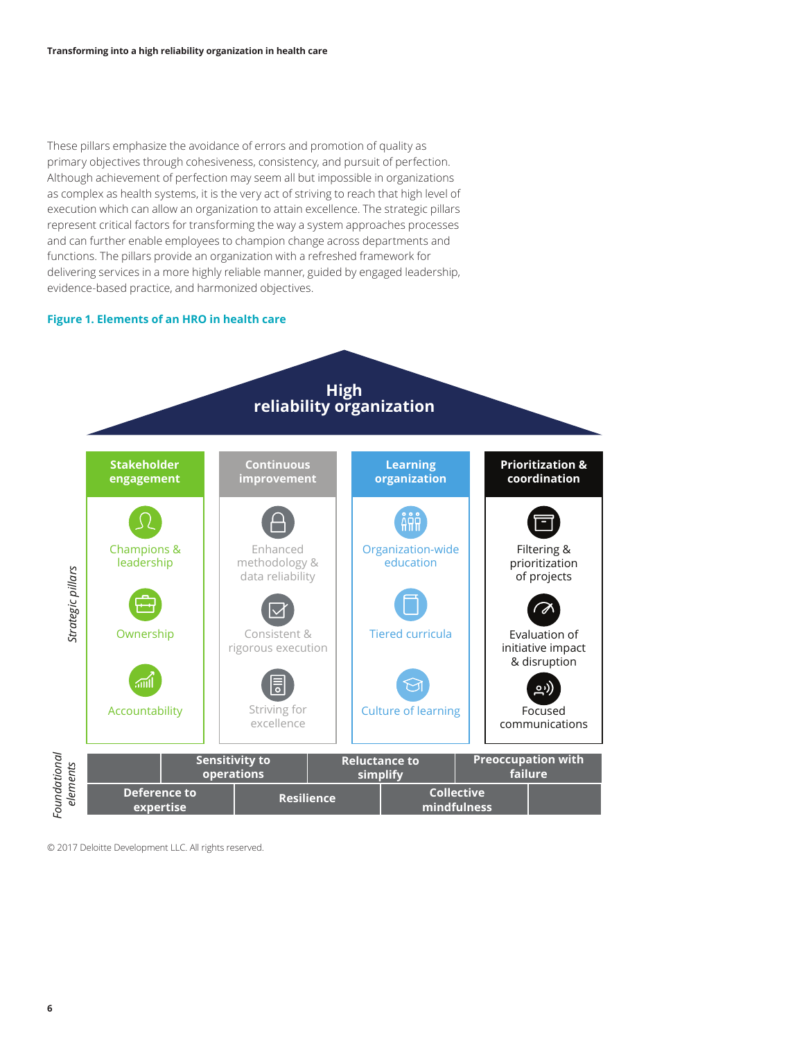These pillars emphasize the avoidance of errors and promotion of quality as primary objectives through cohesiveness, consistency, and pursuit of perfection. Although achievement of perfection may seem all but impossible in organizations as complex as health systems, it is the very act of striving to reach that high level of execution which can allow an organization to attain excellence. The strategic pillars represent critical factors for transforming the way a system approaches processes and can further enable employees to champion change across departments and functions. The pillars provide an organization with a refreshed framework for delivering services in a more highly reliable manner, guided by engaged leadership, evidence-based practice, and harmonized objectives.

**Figure 1. Elements of an HRO in health care**

**High reliability organization**

*Strategic pillars*

| Stakeholder engagement | Continuous improvement | Learning organization | Prioritization & coordination |
|---|---|---|---|
| Champions & leadership | Enhanced methodology & data reliability | Organization-wide education | Filtering & prioritization of projects |
| Ownership | Consistent & rigorous execution | Tiered curricula | Evaluation of initiative impact & disruption |
| Accountability | Striving for excellence | Culture of learning | Focused communications |

*Foundational elements*

- Sensitivity to operations
- Reluctance to simplify
- Preoccupation with failure
- Deference to expertise
- Resilience
- Collective mindfulness

© 2017 Deloitte Development LLC. All rights reserved.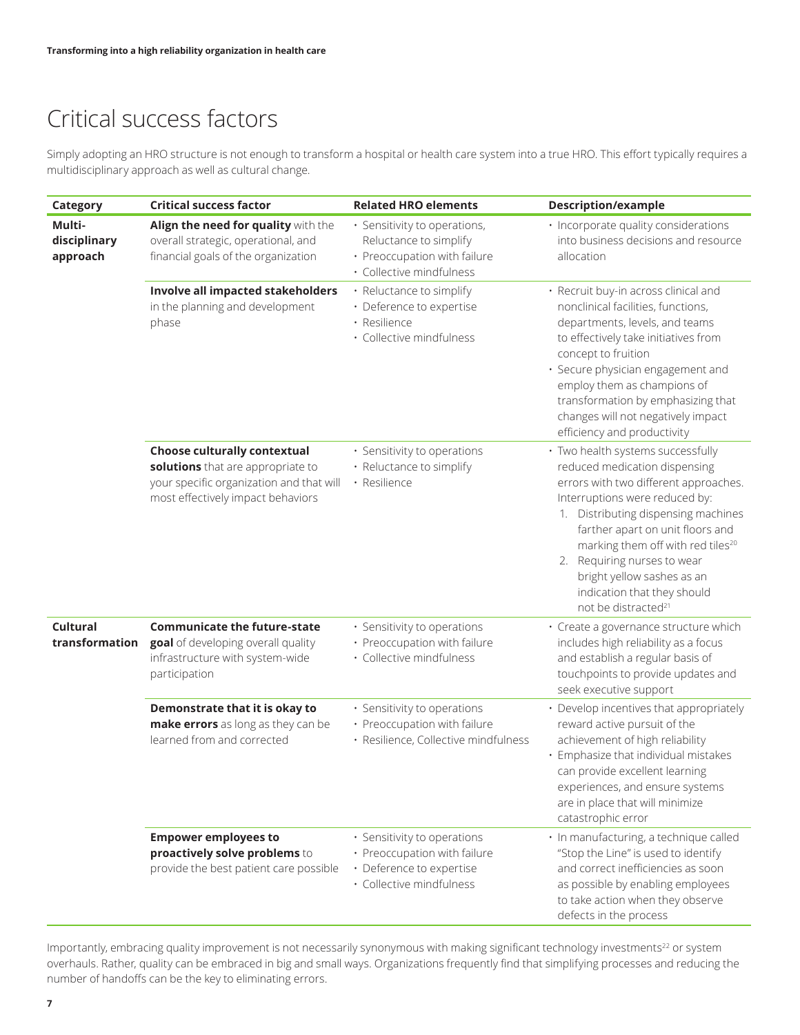# Critical success factors

Simply adopting an HRO structure is not enough to transform a hospital or health care system into a true HRO. This effort typically requires a multidisciplinary approach as well as cultural change.

| Category | Critical success factor | Related HRO elements | Description/example |
|---|---|---|---|
| **Multi-disciplinary approach** | **Align the need for quality** with the overall strategic, operational, and financial goals of the organization | • Sensitivity to operations, Reluctance to simplify<br>• Preoccupation with failure<br>• Collective mindfulness | • Incorporate quality considerations into business decisions and resource allocation |
| | **Involve all impacted stakeholders** in the planning and development phase | • Reluctance to simplify<br>• Deference to expertise<br>• Resilience<br>• Collective mindfulness | • Recruit buy-in across clinical and nonclinical facilities, functions, departments, levels, and teams to effectively take initiatives from concept to fruition<br>• Secure physician engagement and employ them as champions of transformation by emphasizing that changes will not negatively impact efficiency and productivity |
| | **Choose culturally contextual solutions** that are appropriate to your specific organization and that will most effectively impact behaviors | • Sensitivity to operations<br>• Reluctance to simplify<br>• Resilience | • Two health systems successfully reduced medication dispensing errors with two different approaches. Interruptions were reduced by:<br>1. Distributing dispensing machines farther apart on unit floors and marking them off with red tiles[20]<br>2. Requiring nurses to wear bright yellow sashes as an indication that they should not be distracted[21] |
| **Cultural transformation** | **Communicate the future-state goal** of developing overall quality infrastructure with system-wide participation | • Sensitivity to operations<br>• Preoccupation with failure<br>• Collective mindfulness | • Create a governance structure which includes high reliability as a focus and establish a regular basis of touchpoints to provide updates and seek executive support |
| | **Demonstrate that it is okay to make errors** as long as they can be learned from and corrected | • Sensitivity to operations<br>• Preoccupation with failure<br>• Resilience, Collective mindfulness | • Develop incentives that appropriately reward active pursuit of the achievement of high reliability<br>• Emphasize that individual mistakes can provide excellent learning experiences, and ensure systems are in place that will minimize catastrophic error |
| | **Empower employees to proactively solve problems** to provide the best patient care possible | • Sensitivity to operations<br>• Preoccupation with failure<br>• Deference to expertise<br>• Collective mindfulness | • In manufacturing, a technique called "Stop the Line" is used to identify and correct inefficiencies as soon as possible by enabling employees to take action when they observe defects in the process |

Importantly, embracing quality improvement is not necessarily synonymous with making significant technology investments[22] or system overhauls. Rather, quality can be embraced in big and small ways. Organizations frequently find that simplifying processes and reducing the number of handoffs can be the key to eliminating errors.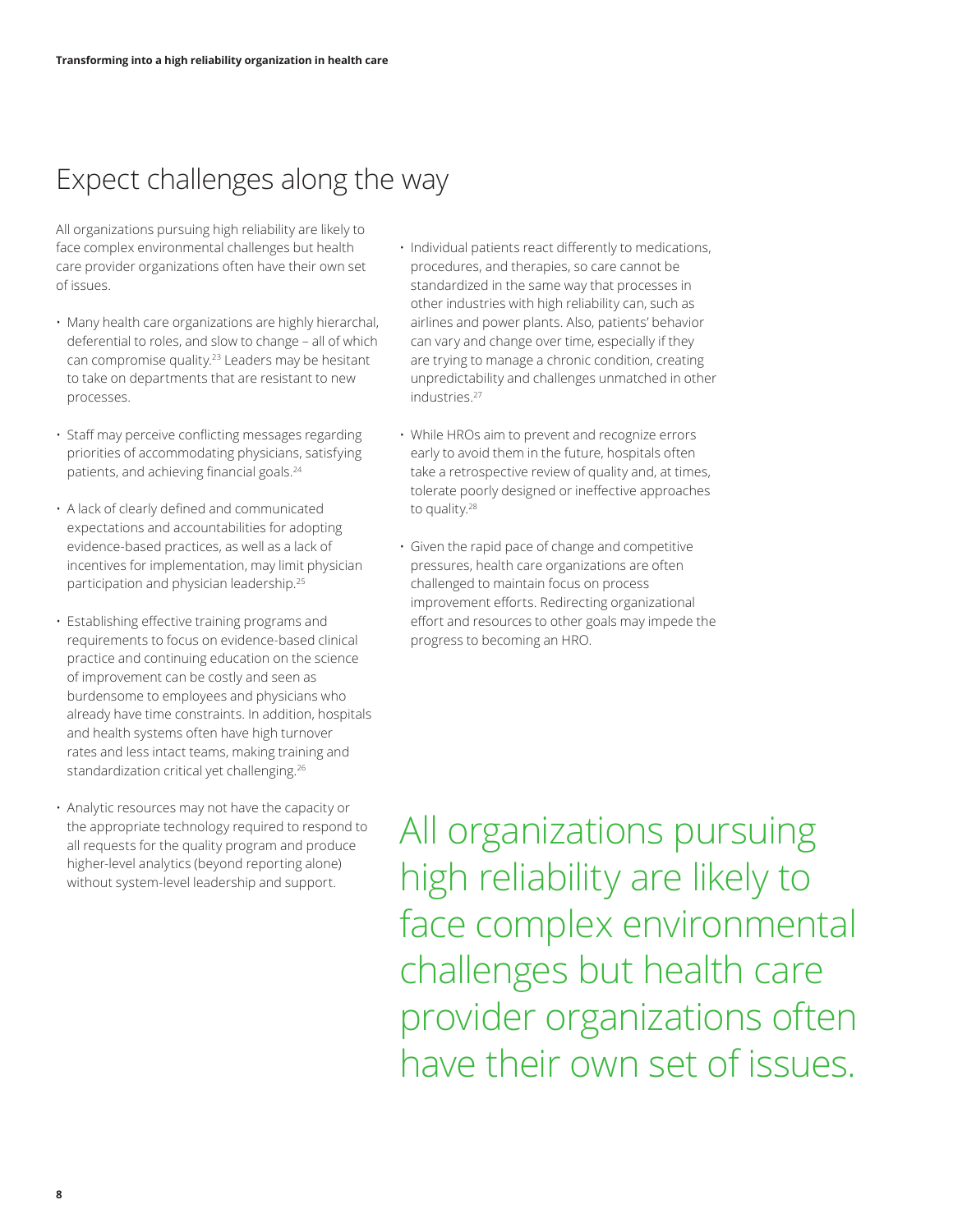# Expect challenges along the way

All organizations pursuing high reliability are likely to face complex environmental challenges but health care provider organizations often have their own set of issues.

- Many health care organizations are highly hierarchal, deferential to roles, and slow to change – all of which can compromise quality.[23] Leaders may be hesitant to take on departments that are resistant to new processes.
- Staff may perceive conflicting messages regarding priorities of accommodating physicians, satisfying patients, and achieving financial goals.[24]
- A lack of clearly defined and communicated expectations and accountabilities for adopting evidence-based practices, as well as a lack of incentives for implementation, may limit physician participation and physician leadership.[25]
- Establishing effective training programs and requirements to focus on evidence-based clinical practice and continuing education on the science of improvement can be costly and seen as burdensome to employees and physicians who already have time constraints. In addition, hospitals and health systems often have high turnover rates and less intact teams, making training and standardization critical yet challenging.[26]
- Analytic resources may not have the capacity or the appropriate technology required to respond to all requests for the quality program and produce higher-level analytics (beyond reporting alone) without system-level leadership and support.
- Individual patients react differently to medications, procedures, and therapies, so care cannot be standardized in the same way that processes in other industries with high reliability can, such as airlines and power plants. Also, patients' behavior can vary and change over time, especially if they are trying to manage a chronic condition, creating unpredictability and challenges unmatched in other industries.[27]
- While HROs aim to prevent and recognize errors early to avoid them in the future, hospitals often take a retrospective review of quality and, at times, tolerate poorly designed or ineffective approaches to quality.[28]
- Given the rapid pace of change and competitive pressures, health care organizations are often challenged to maintain focus on process improvement efforts. Redirecting organizational effort and resources to other goals may impede the progress to becoming an HRO.

All organizations pursuing high reliability are likely to face complex environmental challenges but health care provider organizations often have their own set of issues.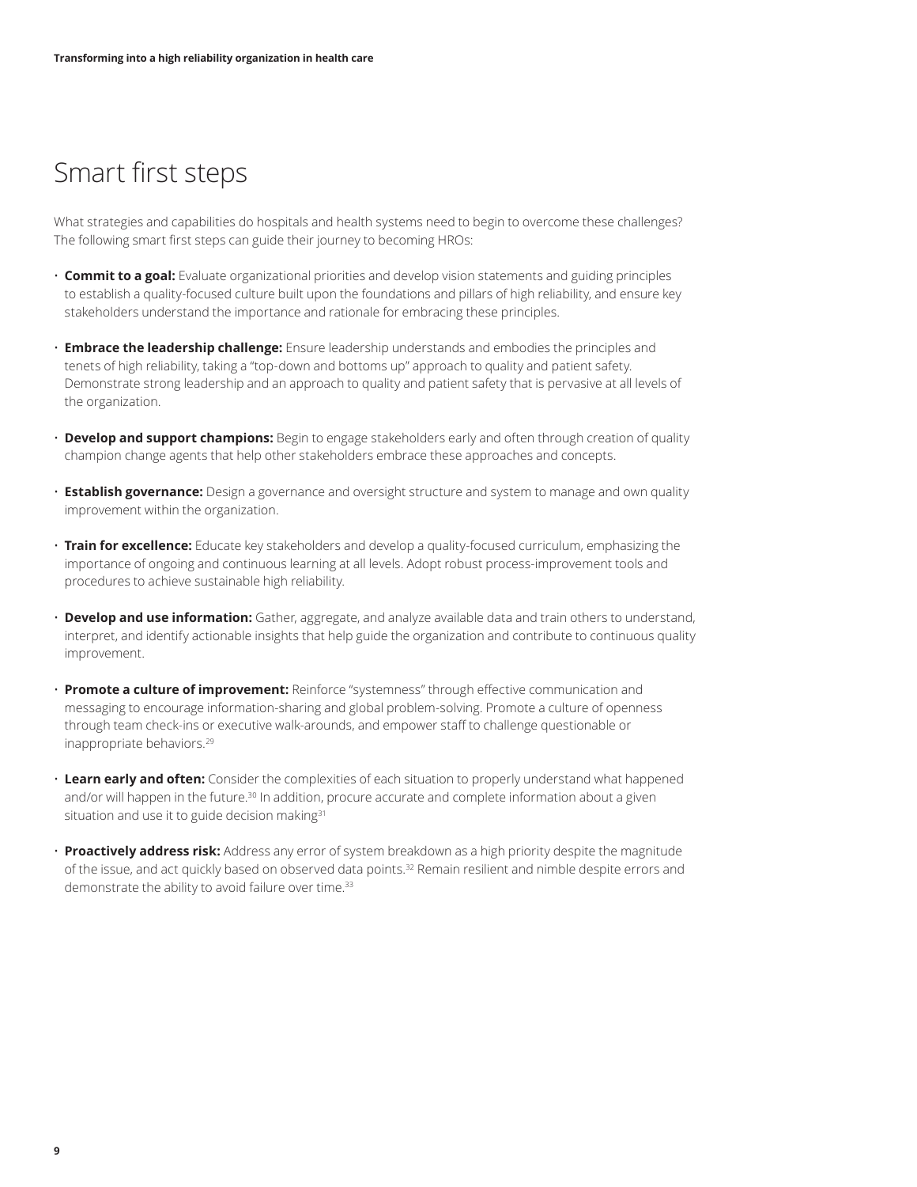# Smart first steps

What strategies and capabilities do hospitals and health systems need to begin to overcome these challenges? The following smart first steps can guide their journey to becoming HROs:

- **Commit to a goal:** Evaluate organizational priorities and develop vision statements and guiding principles to establish a quality-focused culture built upon the foundations and pillars of high reliability, and ensure key stakeholders understand the importance and rationale for embracing these principles.
- **Embrace the leadership challenge:** Ensure leadership understands and embodies the principles and tenets of high reliability, taking a "top-down and bottoms up" approach to quality and patient safety. Demonstrate strong leadership and an approach to quality and patient safety that is pervasive at all levels of the organization.
- **Develop and support champions:** Begin to engage stakeholders early and often through creation of quality champion change agents that help other stakeholders embrace these approaches and concepts.
- **Establish governance:** Design a governance and oversight structure and system to manage and own quality improvement within the organization.
- **Train for excellence:** Educate key stakeholders and develop a quality-focused curriculum, emphasizing the importance of ongoing and continuous learning at all levels. Adopt robust process-improvement tools and procedures to achieve sustainable high reliability.
- **Develop and use information:** Gather, aggregate, and analyze available data and train others to understand, interpret, and identify actionable insights that help guide the organization and contribute to continuous quality improvement.
- **Promote a culture of improvement:** Reinforce "systemness" through effective communication and messaging to encourage information-sharing and global problem-solving. Promote a culture of openness through team check-ins or executive walk-arounds, and empower staff to challenge questionable or inappropriate behaviors.[29]
- **Learn early and often:** Consider the complexities of each situation to properly understand what happened and/or will happen in the future.[30] In addition, procure accurate and complete information about a given situation and use it to guide decision making[31]
- **Proactively address risk:** Address any error of system breakdown as a high priority despite the magnitude of the issue, and act quickly based on observed data points.[32] Remain resilient and nimble despite errors and demonstrate the ability to avoid failure over time.[33]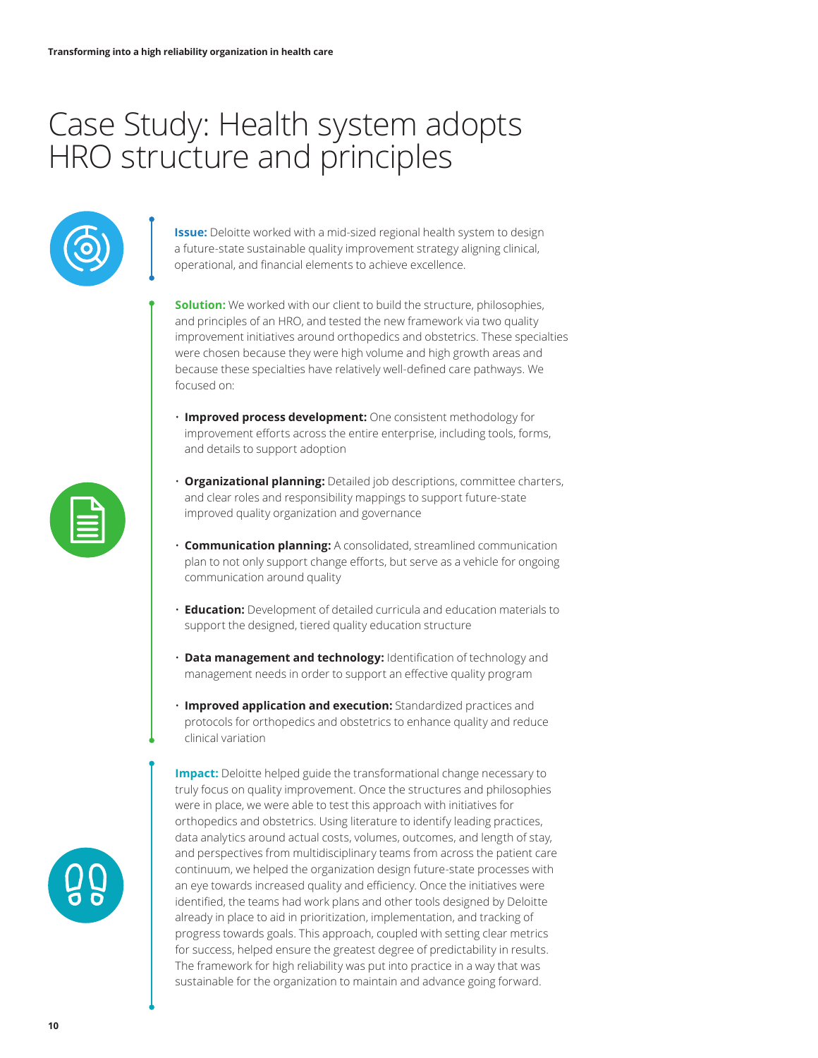# Case Study: Health system adopts HRO structure and principles

**Issue:** Deloitte worked with a mid-sized regional health system to design a future-state sustainable quality improvement strategy aligning clinical, operational, and financial elements to achieve excellence.

**Solution:** We worked with our client to build the structure, philosophies, and principles of an HRO, and tested the new framework via two quality improvement initiatives around orthopedics and obstetrics. These specialties were chosen because they were high volume and high growth areas and because these specialties have relatively well-defined care pathways. We focused on:

- **Improved process development:** One consistent methodology for improvement efforts across the entire enterprise, including tools, forms, and details to support adoption
- **Organizational planning:** Detailed job descriptions, committee charters, and clear roles and responsibility mappings to support future-state improved quality organization and governance
- **Communication planning:** A consolidated, streamlined communication plan to not only support change efforts, but serve as a vehicle for ongoing communication around quality
- **Education:** Development of detailed curricula and education materials to support the designed, tiered quality education structure
- **Data management and technology:** Identification of technology and management needs in order to support an effective quality program
- **Improved application and execution:** Standardized practices and protocols for orthopedics and obstetrics to enhance quality and reduce clinical variation

**Impact:** Deloitte helped guide the transformational change necessary to truly focus on quality improvement. Once the structures and philosophies were in place, we were able to test this approach with initiatives for orthopedics and obstetrics. Using literature to identify leading practices, data analytics around actual costs, volumes, outcomes, and length of stay, and perspectives from multidisciplinary teams from across the patient care continuum, we helped the organization design future-state processes with an eye towards increased quality and efficiency. Once the initiatives were identified, the teams had work plans and other tools designed by Deloitte already in place to aid in prioritization, implementation, and tracking of progress towards goals. This approach, coupled with setting clear metrics for success, helped ensure the greatest degree of predictability in results. The framework for high reliability was put into practice in a way that was sustainable for the organization to maintain and advance going forward.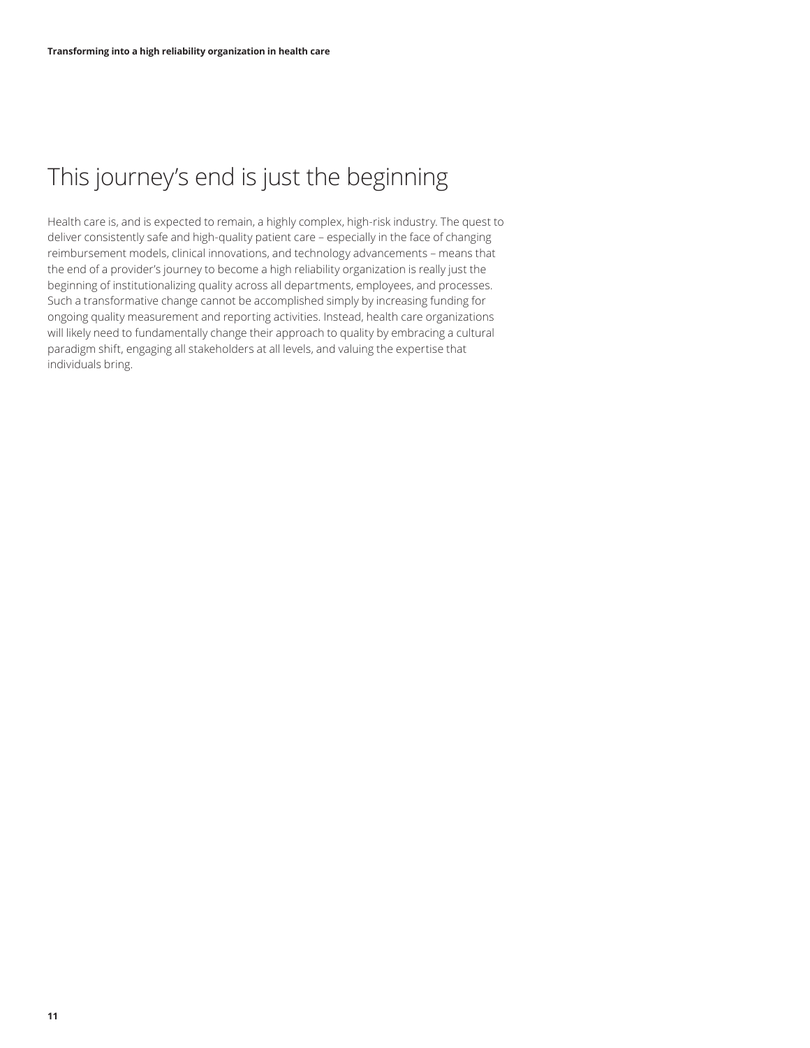# This journey's end is just the beginning

Health care is, and is expected to remain, a highly complex, high-risk industry. The quest to deliver consistently safe and high-quality patient care – especially in the face of changing reimbursement models, clinical innovations, and technology advancements – means that the end of a provider's journey to become a high reliability organization is really just the beginning of institutionalizing quality across all departments, employees, and processes. Such a transformative change cannot be accomplished simply by increasing funding for ongoing quality measurement and reporting activities. Instead, health care organizations will likely need to fundamentally change their approach to quality by embracing a cultural paradigm shift, engaging all stakeholders at all levels, and valuing the expertise that individuals bring.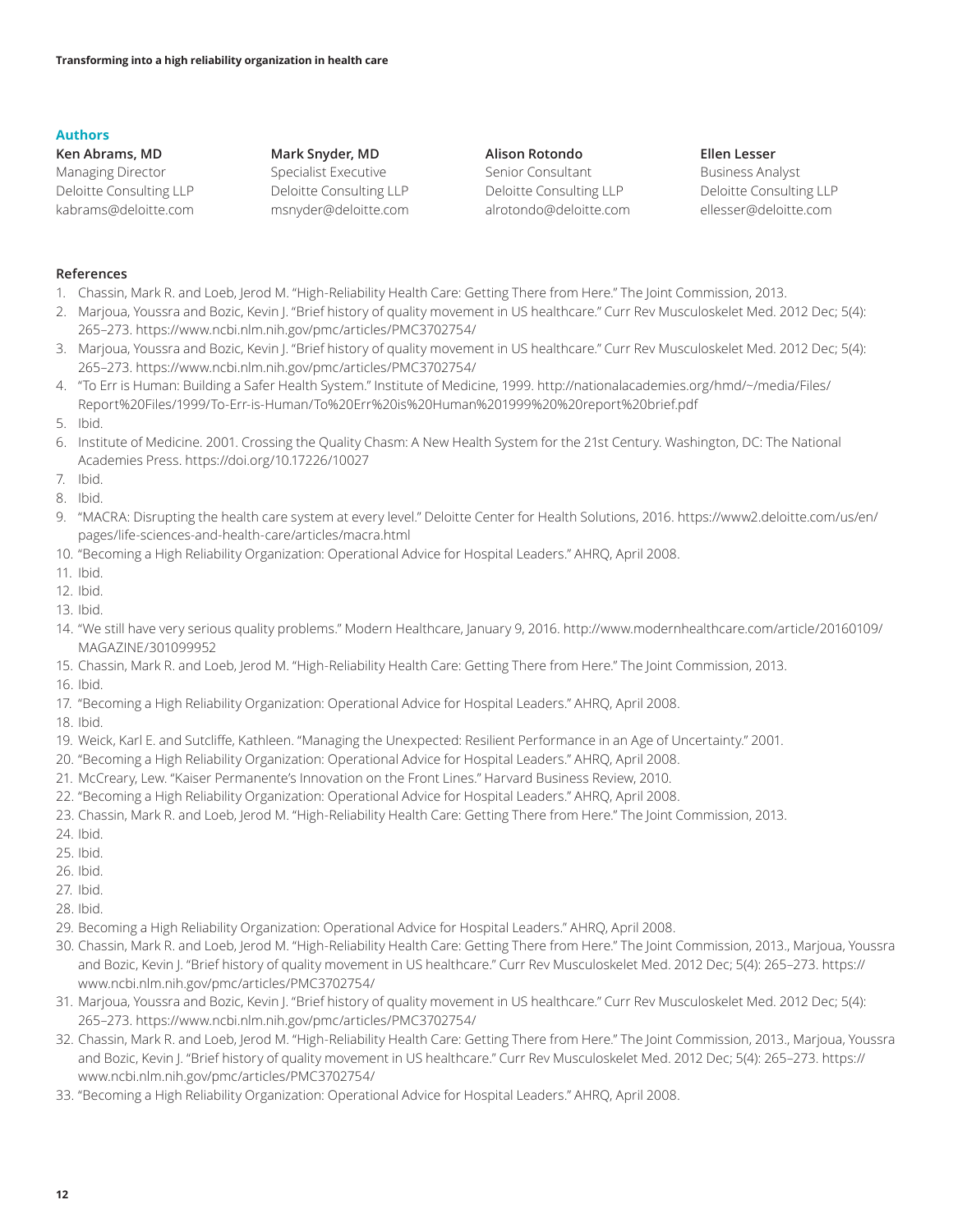## Authors

**Ken Abrams, MD**
Managing Director
Deloitte Consulting LLP
kabrams@deloitte.com

**Mark Snyder, MD**
Specialist Executive
Deloitte Consulting LLP
msnyder@deloitte.com

**Alison Rotondo**
Senior Consultant
Deloitte Consulting LLP
alrotondo@deloitte.com

**Ellen Lesser**
Business Analyst
Deloitte Consulting LLP
ellesser@deloitte.com

## References

1. Chassin, Mark R. and Loeb, Jerod M. "High-Reliability Health Care: Getting There from Here." The Joint Commission, 2013.
2. Marjoua, Youssra and Bozic, Kevin J. "Brief history of quality movement in US healthcare." Curr Rev Musculoskelet Med. 2012 Dec; 5(4): 265–273. https://www.ncbi.nlm.nih.gov/pmc/articles/PMC3702754/
3. Marjoua, Youssra and Bozic, Kevin J. "Brief history of quality movement in US healthcare." Curr Rev Musculoskelet Med. 2012 Dec; 5(4): 265–273. https://www.ncbi.nlm.nih.gov/pmc/articles/PMC3702754/
4. "To Err is Human: Building a Safer Health System." Institute of Medicine, 1999. http://nationalacademies.org/hmd/~/media/Files/Report%20Files/1999/To-Err-is-Human/To%20Err%20is%20Human%201999%20%20report%20brief.pdf
5. Ibid.
6. Institute of Medicine. 2001. Crossing the Quality Chasm: A New Health System for the 21st Century. Washington, DC: The National Academies Press. https://doi.org/10.17226/10027
7. Ibid.
8. Ibid.
9. "MACRA: Disrupting the health care system at every level." Deloitte Center for Health Solutions, 2016. https://www2.deloitte.com/us/en/pages/life-sciences-and-health-care/articles/macra.html
10. "Becoming a High Reliability Organization: Operational Advice for Hospital Leaders." AHRQ, April 2008.
11. Ibid.
12. Ibid.
13. Ibid.
14. "We still have very serious quality problems." Modern Healthcare, January 9, 2016. http://www.modernhealthcare.com/article/20160109/MAGAZINE/301099952
15. Chassin, Mark R. and Loeb, Jerod M. "High-Reliability Health Care: Getting There from Here." The Joint Commission, 2013.
16. Ibid.
17. "Becoming a High Reliability Organization: Operational Advice for Hospital Leaders." AHRQ, April 2008.
18. Ibid.
19. Weick, Karl E. and Sutcliffe, Kathleen. "Managing the Unexpected: Resilient Performance in an Age of Uncertainty." 2001.
20. "Becoming a High Reliability Organization: Operational Advice for Hospital Leaders." AHRQ, April 2008.
21. McCreary, Lew. "Kaiser Permanente's Innovation on the Front Lines." Harvard Business Review, 2010.
22. "Becoming a High Reliability Organization: Operational Advice for Hospital Leaders." AHRQ, April 2008.
23. Chassin, Mark R. and Loeb, Jerod M. "High-Reliability Health Care: Getting There from Here." The Joint Commission, 2013.
24. Ibid.
25. Ibid.
26. Ibid.
27. Ibid.
28. Ibid.
29. Becoming a High Reliability Organization: Operational Advice for Hospital Leaders." AHRQ, April 2008.
30. Chassin, Mark R. and Loeb, Jerod M. "High-Reliability Health Care: Getting There from Here." The Joint Commission, 2013., Marjoua, Youssra and Bozic, Kevin J. "Brief history of quality movement in US healthcare." Curr Rev Musculoskelet Med. 2012 Dec; 5(4): 265–273. https://www.ncbi.nlm.nih.gov/pmc/articles/PMC3702754/
31. Marjoua, Youssra and Bozic, Kevin J. "Brief history of quality movement in US healthcare." Curr Rev Musculoskelet Med. 2012 Dec; 5(4): 265–273. https://www.ncbi.nlm.nih.gov/pmc/articles/PMC3702754/
32. Chassin, Mark R. and Loeb, Jerod M. "High-Reliability Health Care: Getting There from Here." The Joint Commission, 2013., Marjoua, Youssra and Bozic, Kevin J. "Brief history of quality movement in US healthcare." Curr Rev Musculoskelet Med. 2012 Dec; 5(4): 265–273. https://www.ncbi.nlm.nih.gov/pmc/articles/PMC3702754/
33. "Becoming a High Reliability Organization: Operational Advice for Hospital Leaders." AHRQ, April 2008.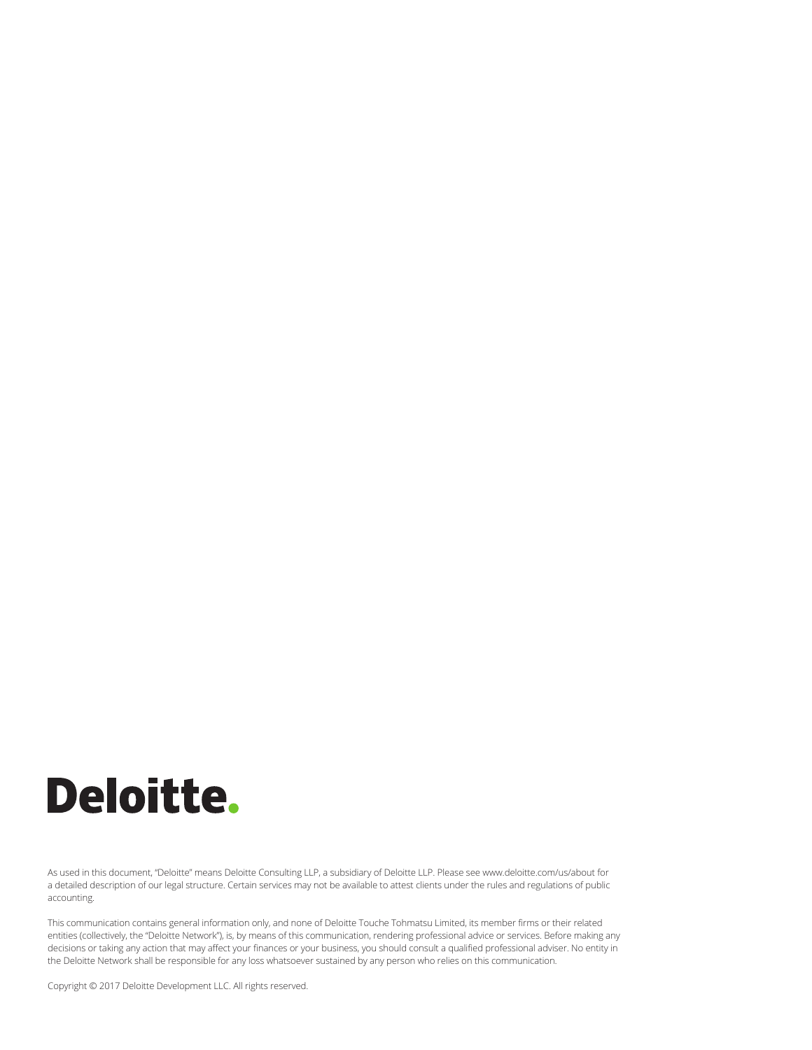Deloitte.

As used in this document, "Deloitte" means Deloitte Consulting LLP, a subsidiary of Deloitte LLP. Please see www.deloitte.com/us/about for a detailed description of our legal structure. Certain services may not be available to attest clients under the rules and regulations of public accounting.

This communication contains general information only, and none of Deloitte Touche Tohmatsu Limited, its member firms or their related entities (collectively, the "Deloitte Network"), is, by means of this communication, rendering professional advice or services. Before making any decisions or taking any action that may affect your finances or your business, you should consult a qualified professional adviser. No entity in the Deloitte Network shall be responsible for any loss whatsoever sustained by any person who relies on this communication.

Copyright © 2017 Deloitte Development LLC. All rights reserved.